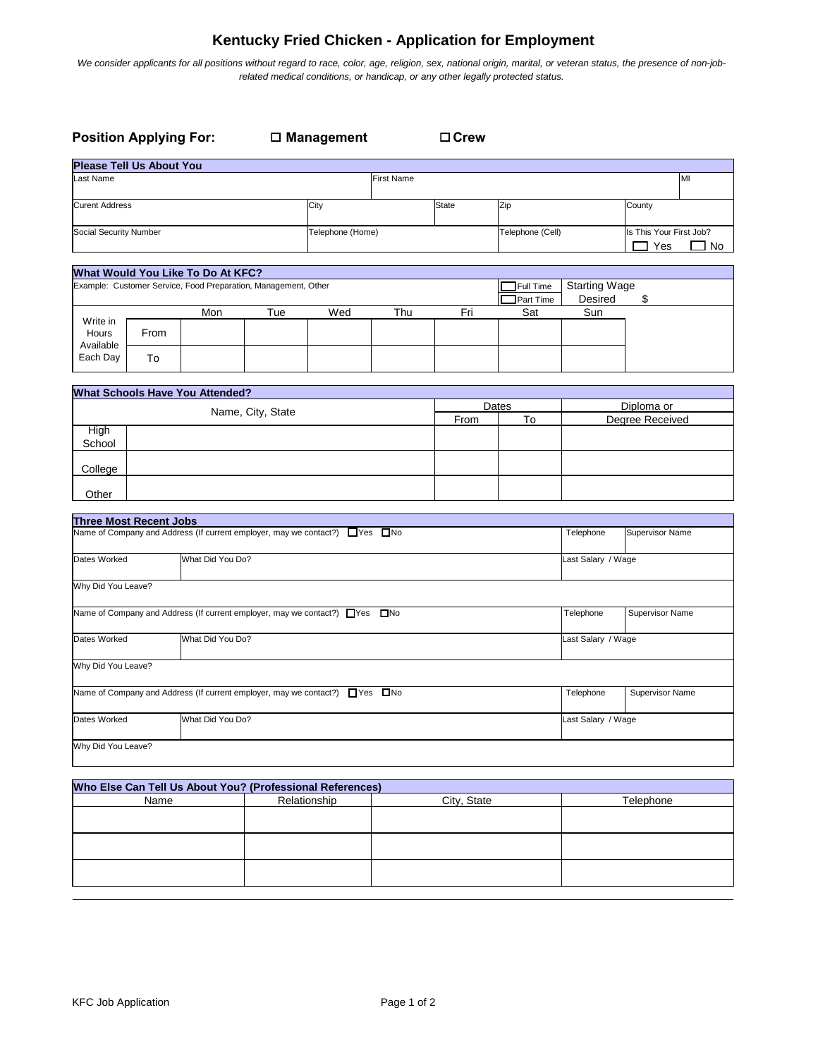# Kentucky Fried Chicken - Application for Employment

*We consider applicants for all positions without regard to race, color, age, religion, sex, national origin, marital, or veteran status, the presence of non-job-related medical conditions, or handicap, or any other legally protected status.*

**Position Applying For:** ☐ **Management** ☐ **Crew**

## Please Tell Us About You

| Last Name | | First Name | | | MI |
|---|---|---|---|---|---|
| Curent Address | City | | State | Zip | County |
| Social Security Number | Telephone (Home) | | | Telephone (Cell) | Is This Your First Job? ☐ Yes ☐ No |

## What Would You Like To Do At KFC?

| Example: Customer Service, Food Preparation, Management, Other | | | | | | ☐ Full Time ☐ Part Time | Starting Wage Desired $ |
|---|---|---|---|---|---|---|---|
| | | Mon | Tue | Wed | Thu | Fri | Sat | Sun |
| Write in Hours Available Each Day | From | | | | | | | |
| | To | | | | | | | |

## What Schools Have You Attended?

| | Name, City, State | Dates | | Diploma or Degree Received |
|---|---|---|---|---|
| | | From | To | |
| High School | | | | |
| College | | | | |
| Other | | | | |

## Three Most Recent Jobs

| Name of Company and Address (If current employer, may we contact?) ☐ Yes ☐ No | | Telephone | Supervisor Name |
|---|---|---|---|
| Dates Worked | What Did You Do? | Last Salary / Wage | |
| Why Did You Leave? | | | |
| Name of Company and Address (If current employer, may we contact?) ☐ Yes ☐ No | | Telephone | Supervisor Name |
| Dates Worked | What Did You Do? | Last Salary / Wage | |
| Why Did You Leave? | | | |
| Name of Company and Address (If current employer, may we contact?) ☐ Yes ☐ No | | Telephone | Supervisor Name |
| Dates Worked | What Did You Do? | Last Salary / Wage | |
| Why Did You Leave? | | | |

## Who Else Can Tell Us About You? (Professional References)

| Name | Relationship | City, State | Telephone |
|---|---|---|---|
| | | | |
| | | | |
| | | | |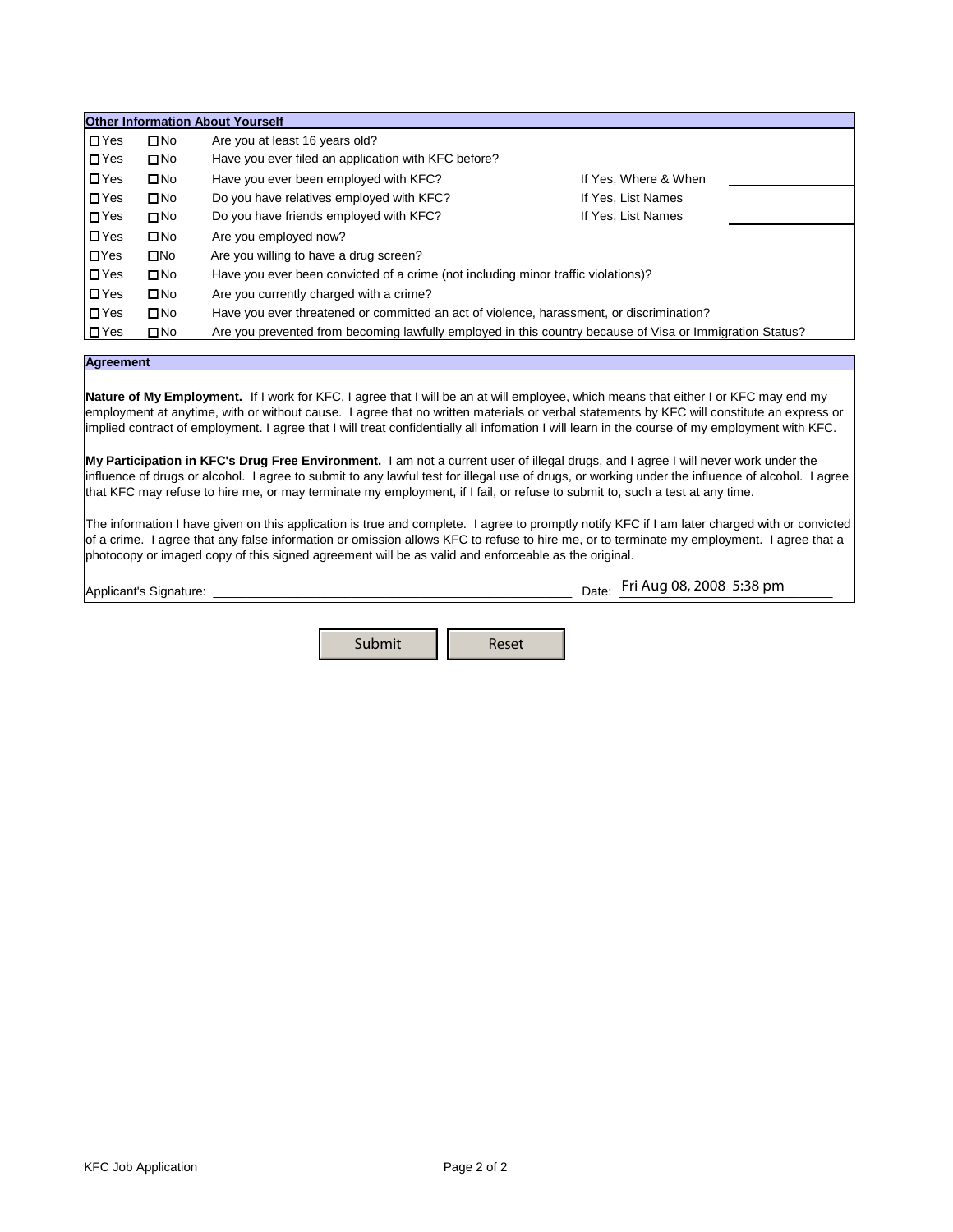## Other Information About Yourself

| | | | | |
|---|---|---|---|---|
| ☐ Yes | ☐ No | Are you at least 16 years old? | | |
| ☐ Yes | ☐ No | Have you ever filed an application with KFC before? | | |
| ☐ Yes | ☐ No | Have you ever been employed with KFC? | If Yes, Where & When | |
| ☐ Yes | ☐ No | Do you have relatives employed with KFC? | If Yes, List Names | |
| ☐ Yes | ☐ No | Do you have friends employed with KFC? | If Yes, List Names | |
| ☐ Yes | ☐ No | Are you employed now? | | |
| ☐ Yes | ☐ No | Are you willing to have a drug screen? | | |
| ☐ Yes | ☐ No | Have you ever been convicted of a crime (not including minor traffic violations)? | | |
| ☐ Yes | ☐ No | Are you currently charged with a crime? | | |
| ☐ Yes | ☐ No | Have you ever threatened or committed an act of violence, harassment, or discrimination? | | |
| ☐ Yes | ☐ No | Are you prevented from becoming lawfully employed in this country because of Visa or Immigration Status? | | |

## Agreement

**Nature of My Employment.** If I work for KFC, I agree that I will be an at will employee, which means that either I or KFC may end my employment at anytime, with or without cause. I agree that no written materials or verbal statements by KFC will constitute an express or implied contract of employment. I agree that I will treat confidentially all infomation I will learn in the course of my employment with KFC.

**My Participation in KFC's Drug Free Environment.** I am not a current user of illegal drugs, and I agree I will never work under the influence of drugs or alcohol. I agree to submit to any lawful test for illegal use of drugs, or working under the influence of alcohol. I agree that KFC may refuse to hire me, or may terminate my employment, if I fail, or refuse to submit to, such a test at any time.

The information I have given on this application is true and complete. I agree to promptly notify KFC if I am later charged with or convicted of a crime. I agree that any false information or omission allows KFC to refuse to hire me, or to terminate my employment. I agree that a photocopy or imaged copy of this signed agreement will be as valid and enforceable as the original.

Applicant's Signature: ______________________ Date: Fri Aug 08, 2008 5:38 pm

Submit | Reset